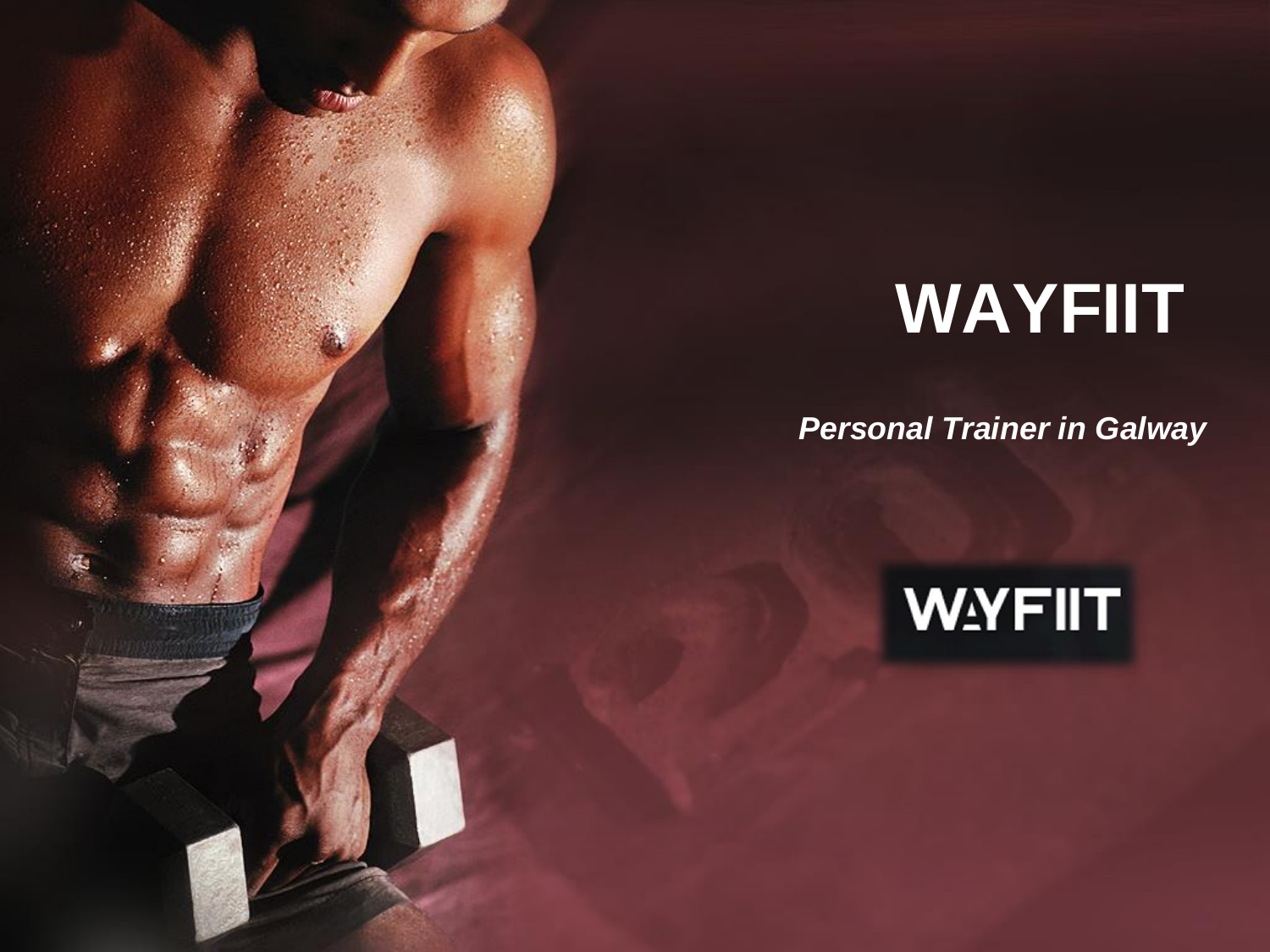# WAYFIIT

***Personal Trainer in Galway***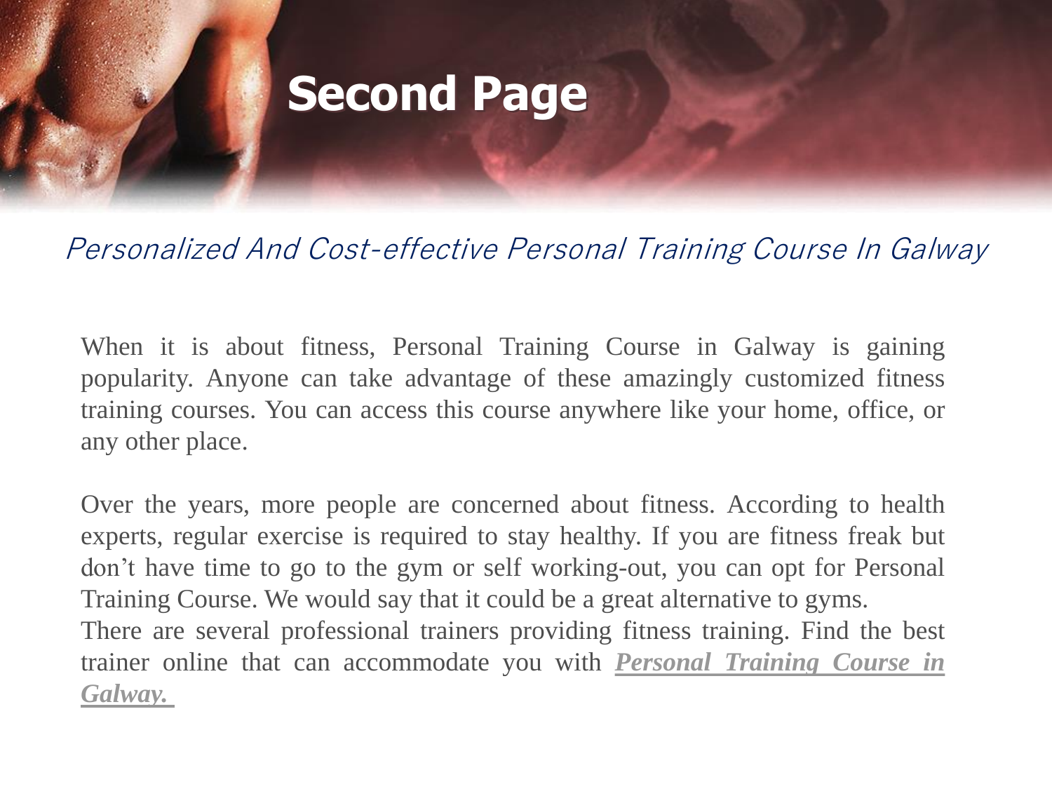# Second Page

## *Personalized And Cost-effective Personal Training Course In Galway*

When it is about fitness, Personal Training Course in Galway is gaining popularity. Anyone can take advantage of these amazingly customized fitness training courses. You can access this course anywhere like your home, office, or any other place.

Over the years, more people are concerned about fitness. According to health experts, regular exercise is required to stay healthy. If you are fitness freak but don't have time to go to the gym or self working-out, you can opt for Personal Training Course. We would say that it could be a great alternative to gyms.
There are several professional trainers providing fitness training. Find the best trainer online that can accommodate you with ***Personal Training Course in Galway.***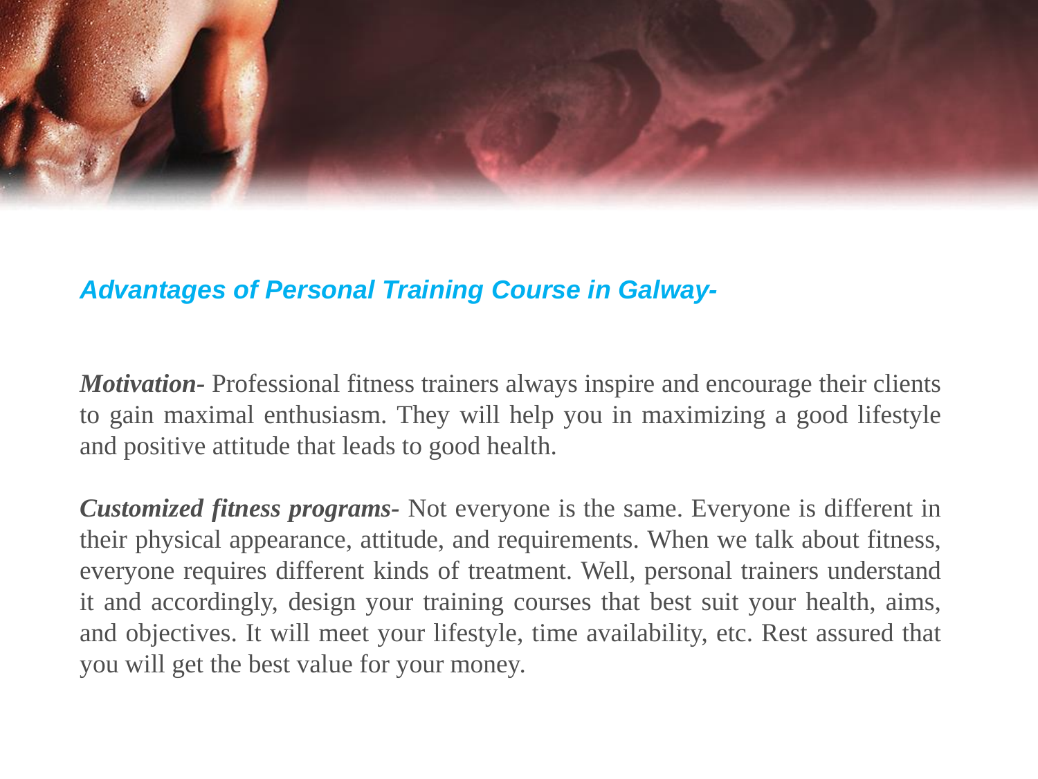## *Advantages of Personal Training Course in Galway-*

***Motivation-*** Professional fitness trainers always inspire and encourage their clients to gain maximal enthusiasm. They will help you in maximizing a good lifestyle and positive attitude that leads to good health.

***Customized fitness programs-*** Not everyone is the same. Everyone is different in their physical appearance, attitude, and requirements. When we talk about fitness, everyone requires different kinds of treatment. Well, personal trainers understand it and accordingly, design your training courses that best suit your health, aims, and objectives. It will meet your lifestyle, time availability, etc. Rest assured that you will get the best value for your money.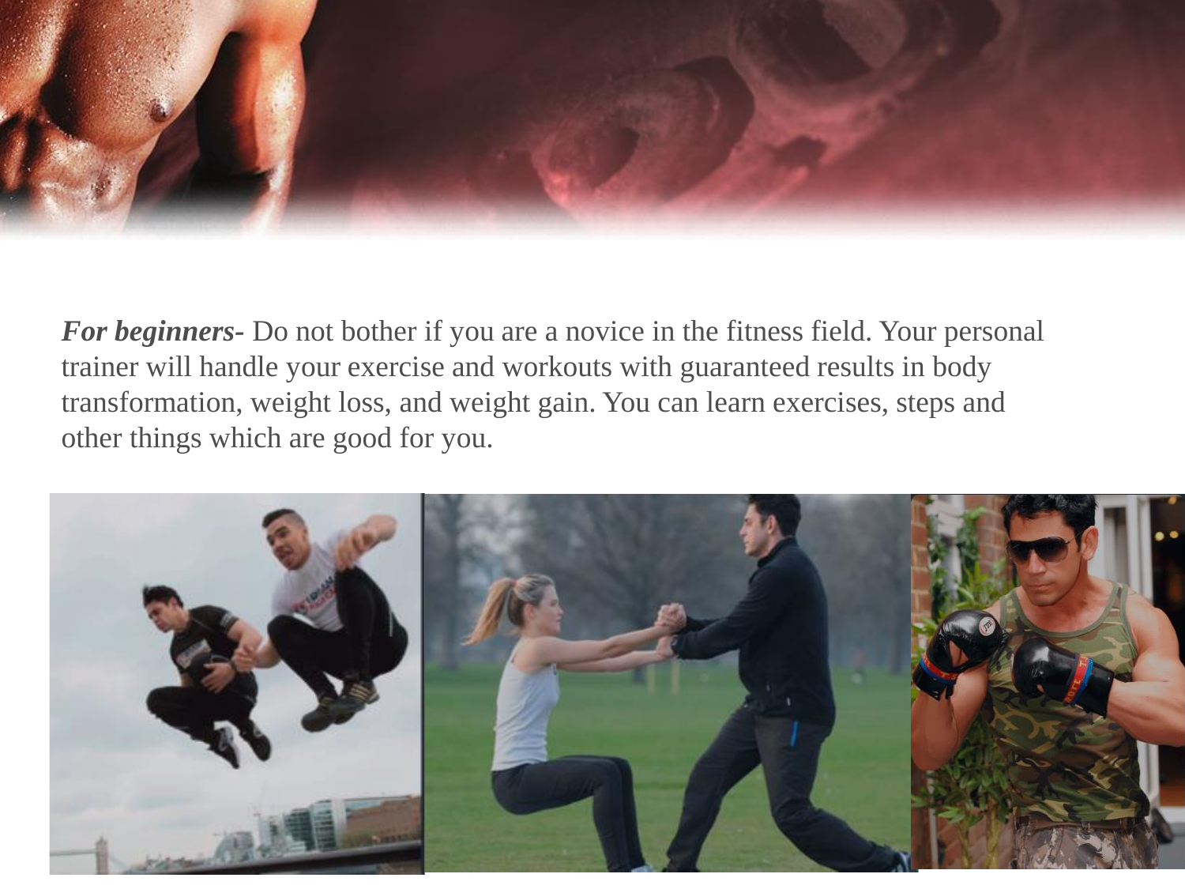***For beginners-*** Do not bother if you are a novice in the fitness field. Your personal trainer will handle your exercise and workouts with guaranteed results in body transformation, weight loss, and weight gain. You can learn exercises, steps and other things which are good for you.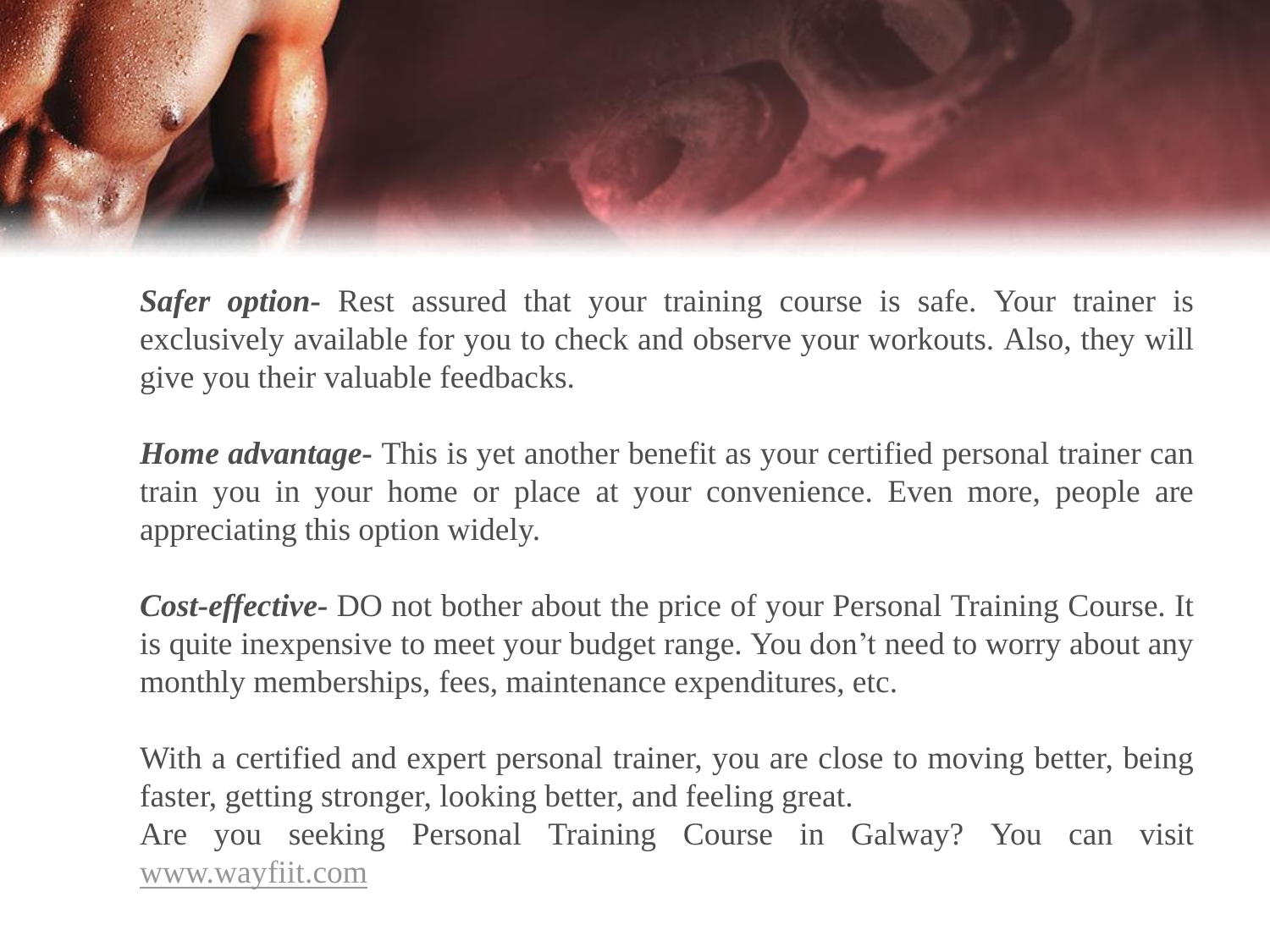***Safer option-*** Rest assured that your training course is safe. Your trainer is exclusively available for you to check and observe your workouts. Also, they will give you their valuable feedbacks.

***Home advantage-*** This is yet another benefit as your certified personal trainer can train you in your home or place at your convenience. Even more, people are appreciating this option widely.

***Cost-effective-*** DO not bother about the price of your Personal Training Course. It is quite inexpensive to meet your budget range. You don't need to worry about any monthly memberships, fees, maintenance expenditures, etc.

With a certified and expert personal trainer, you are close to moving better, being faster, getting stronger, looking better, and feeling great.
Are you seeking Personal Training Course in Galway? You can visit [www.wayfiit.com](http://www.wayfiit.com)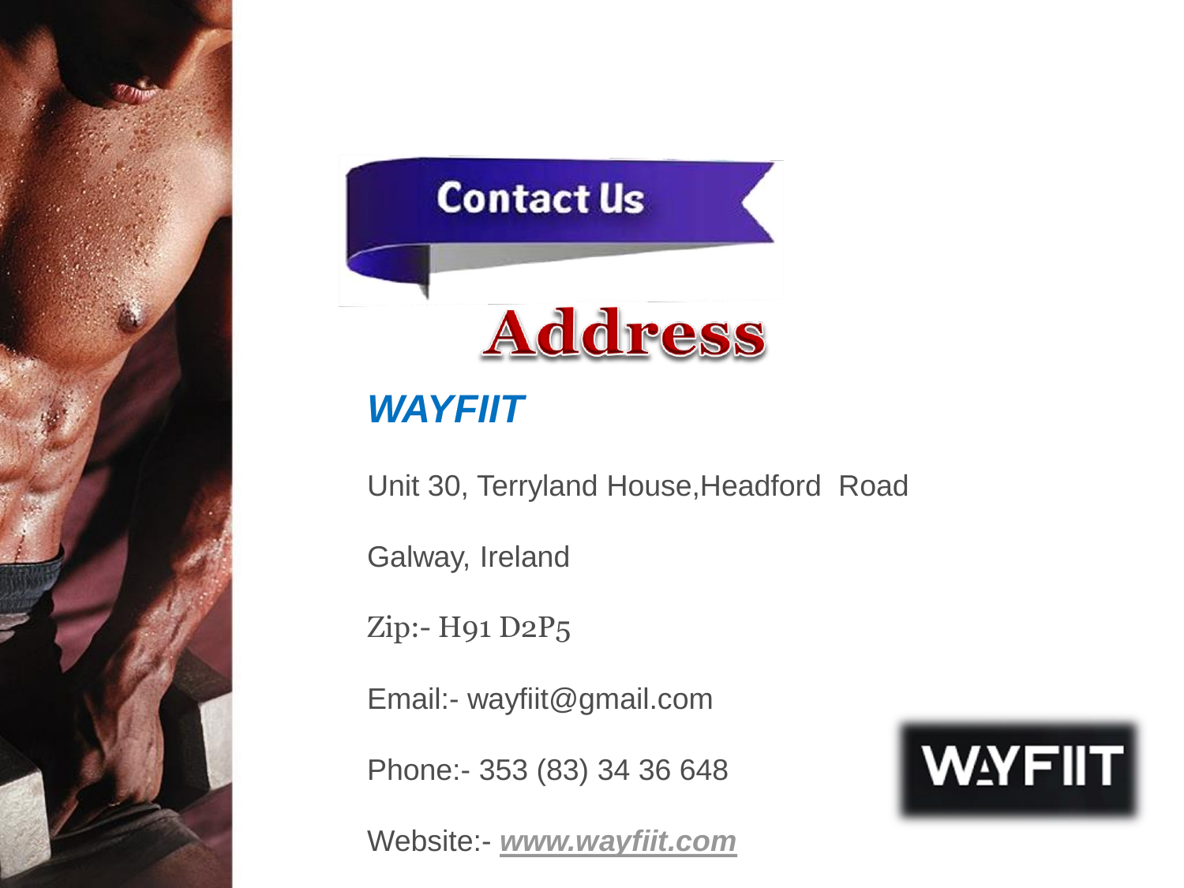# Contact Us

## Address

***WAYFIIT***

Unit 30, Terryland House,Headford Road

Galway, Ireland

Zip:- H91 D2P5

Email:- wayfiit@gmail.com

Phone:- 353 (83) 34 36 648

Website:- ***www.wayfiit.com***

WAYFIIT